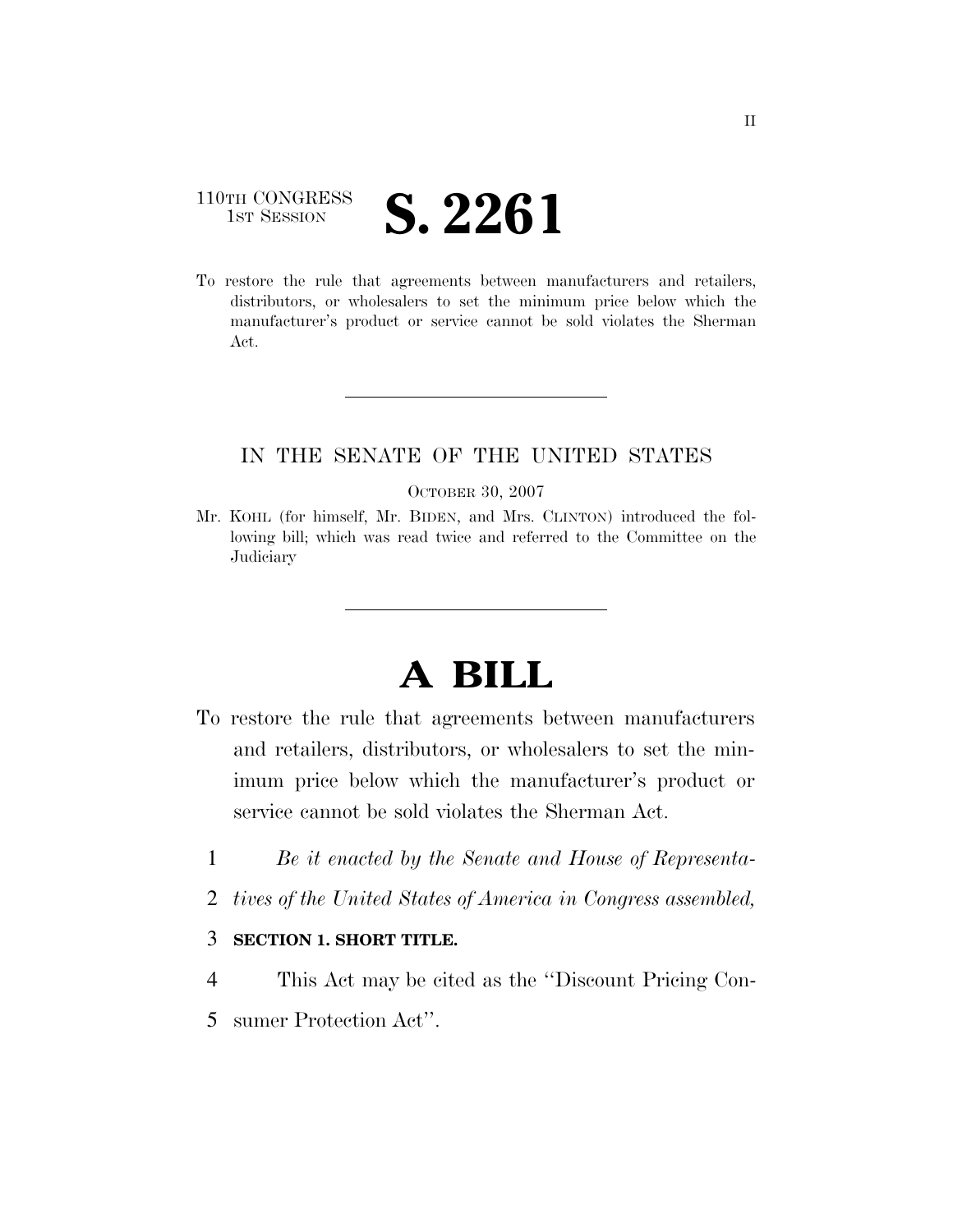110TH CONGRESS
1ST SESSION

# S. 2261

To restore the rule that agreements between manufacturers and retailers, distributors, or wholesalers to set the minimum price below which the manufacturer's product or service cannot be sold violates the Sherman Act.

---

IN THE SENATE OF THE UNITED STATES

OCTOBER 30, 2007

Mr. KOHL (for himself, Mr. BIDEN, and Mrs. CLINTON) introduced the following bill; which was read twice and referred to the Committee on the Judiciary

---

# A BILL

To restore the rule that agreements between manufacturers and retailers, distributors, or wholesalers to set the minimum price below which the manufacturer's product or service cannot be sold violates the Sherman Act.

1 *Be it enacted by the Senate and House of Representa-*
2 *tives of the United States of America in Congress assembled,*

3 **SECTION 1. SHORT TITLE.**

4 This Act may be cited as the "Discount Pricing Con-
5 sumer Protection Act".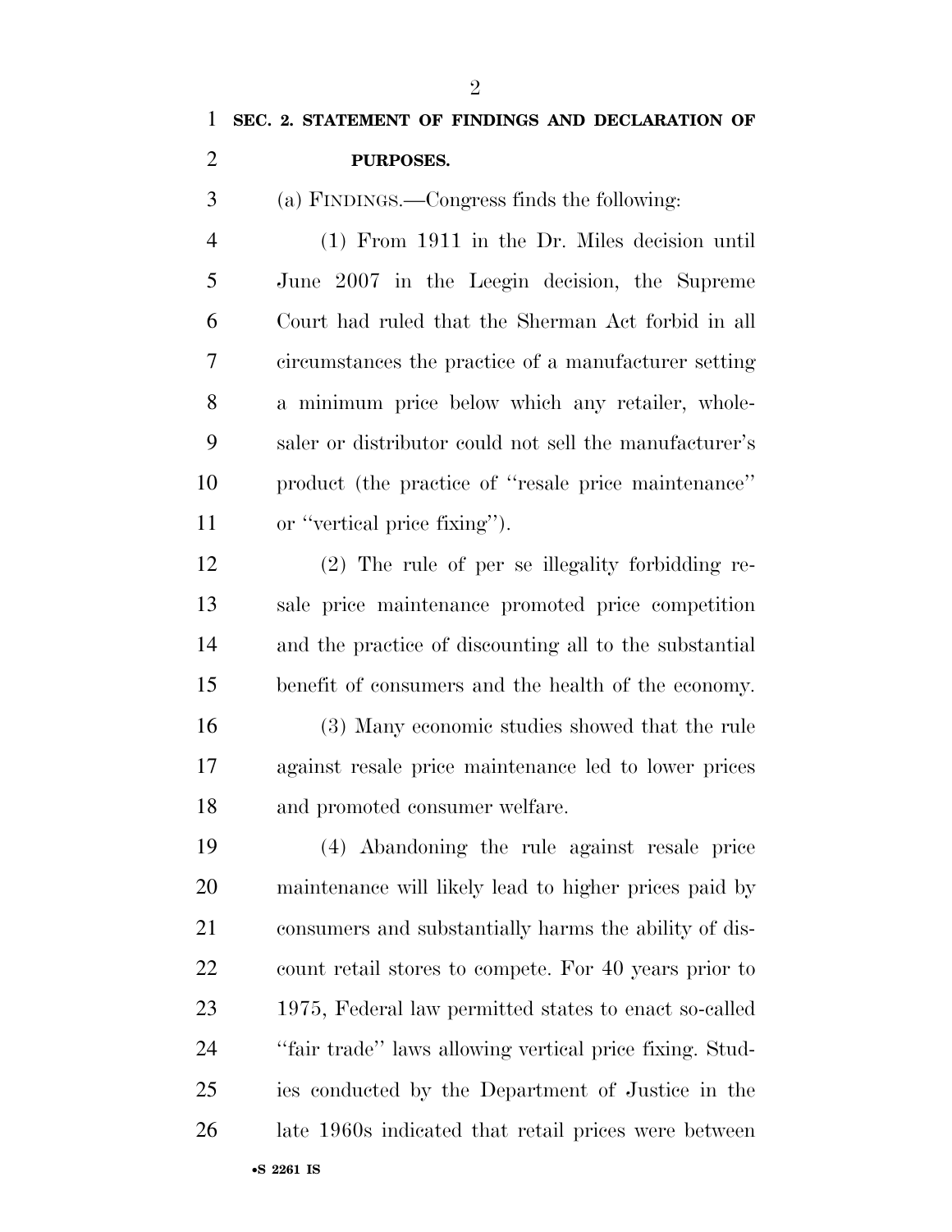**SEC. 2. STATEMENT OF FINDINGS AND DECLARATION OF PURPOSES.**

(a) FINDINGS.—Congress finds the following:

(1) From 1911 in the Dr. Miles decision until June 2007 in the Leegin decision, the Supreme Court had ruled that the Sherman Act forbid in all circumstances the practice of a manufacturer setting a minimum price below which any retailer, wholesaler or distributor could not sell the manufacturer's product (the practice of "resale price maintenance" or "vertical price fixing").

(2) The rule of per se illegality forbidding resale price maintenance promoted price competition and the practice of discounting all to the substantial benefit of consumers and the health of the economy.

(3) Many economic studies showed that the rule against resale price maintenance led to lower prices and promoted consumer welfare.

(4) Abandoning the rule against resale price maintenance will likely lead to higher prices paid by consumers and substantially harms the ability of discount retail stores to compete. For 40 years prior to 1975, Federal law permitted states to enact so-called "fair trade" laws allowing vertical price fixing. Studies conducted by the Department of Justice in the late 1960s indicated that retail prices were between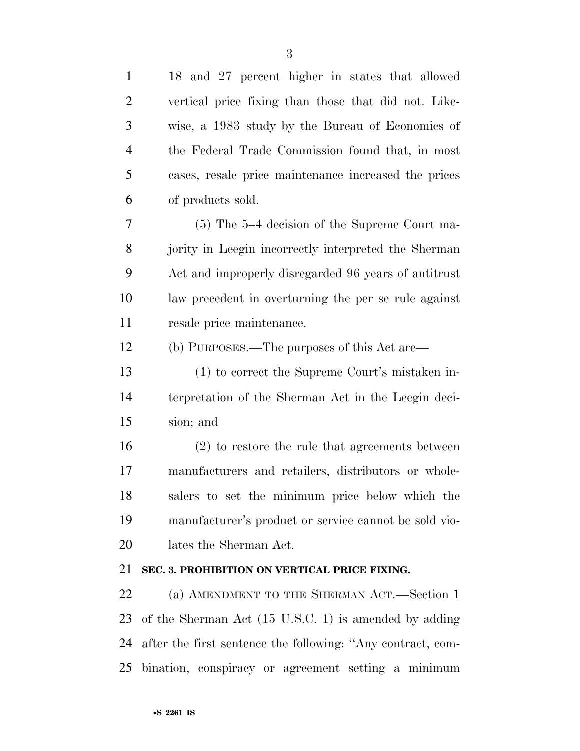18 and 27 percent higher in states that allowed vertical price fixing than those that did not. Likewise, a 1983 study by the Bureau of Economics of the Federal Trade Commission found that, in most cases, resale price maintenance increased the prices of products sold.

(5) The 5–4 decision of the Supreme Court majority in Leegin incorrectly interpreted the Sherman Act and improperly disregarded 96 years of antitrust law precedent in overturning the per se rule against resale price maintenance.

(b) PURPOSES.—The purposes of this Act are—

(1) to correct the Supreme Court's mistaken interpretation of the Sherman Act in the Leegin decision; and

(2) to restore the rule that agreements between manufacturers and retailers, distributors or wholesalers to set the minimum price below which the manufacturer's product or service cannot be sold violates the Sherman Act.

**SEC. 3. PROHIBITION ON VERTICAL PRICE FIXING.**

(a) AMENDMENT TO THE SHERMAN ACT.—Section 1 of the Sherman Act (15 U.S.C. 1) is amended by adding after the first sentence the following: ''Any contract, combination, conspiracy or agreement setting a minimum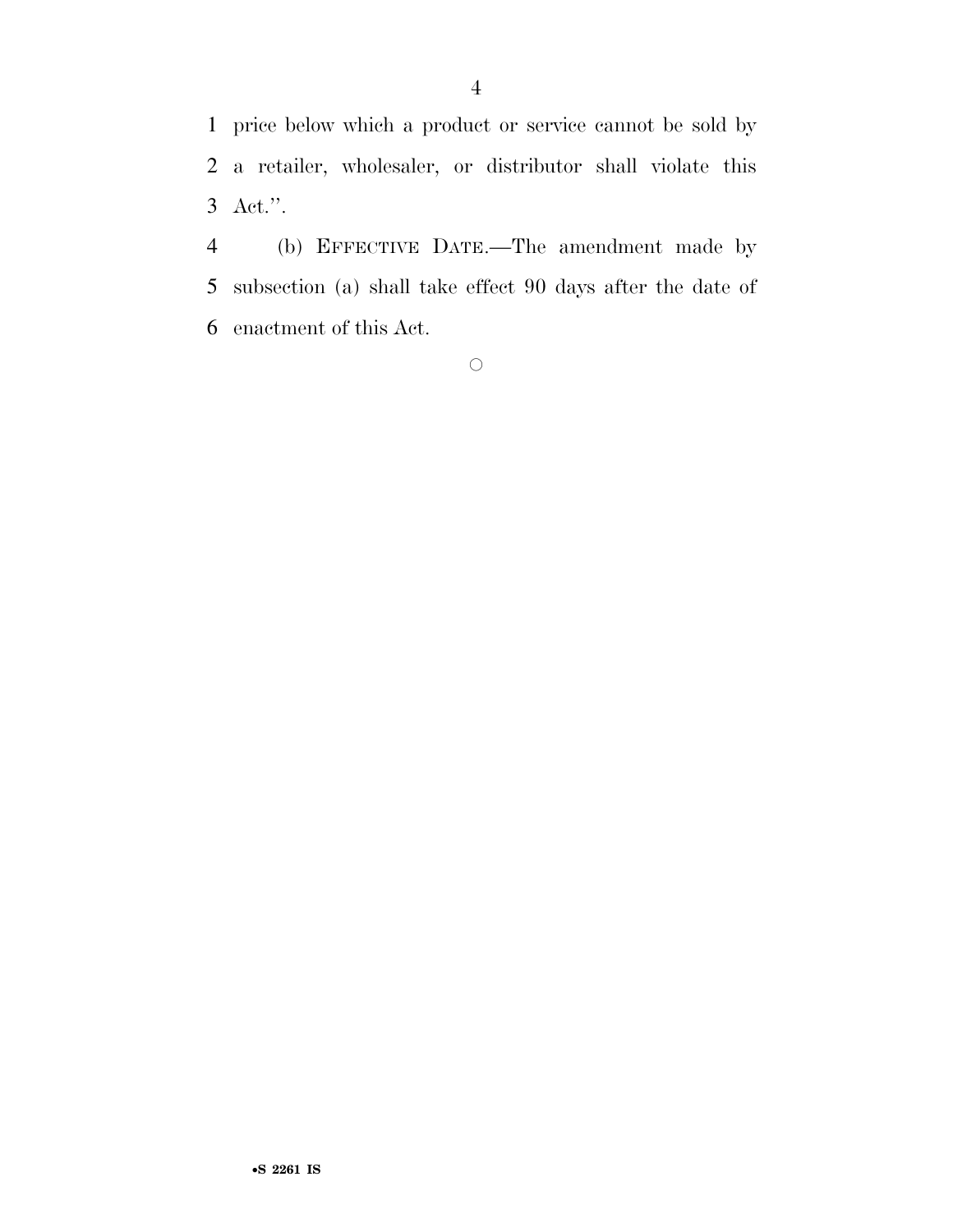price below which a product or service cannot be sold by a retailer, wholesaler, or distributor shall violate this Act.''.

(b) EFFECTIVE DATE.—The amendment made by subsection (a) shall take effect 90 days after the date of enactment of this Act.

○